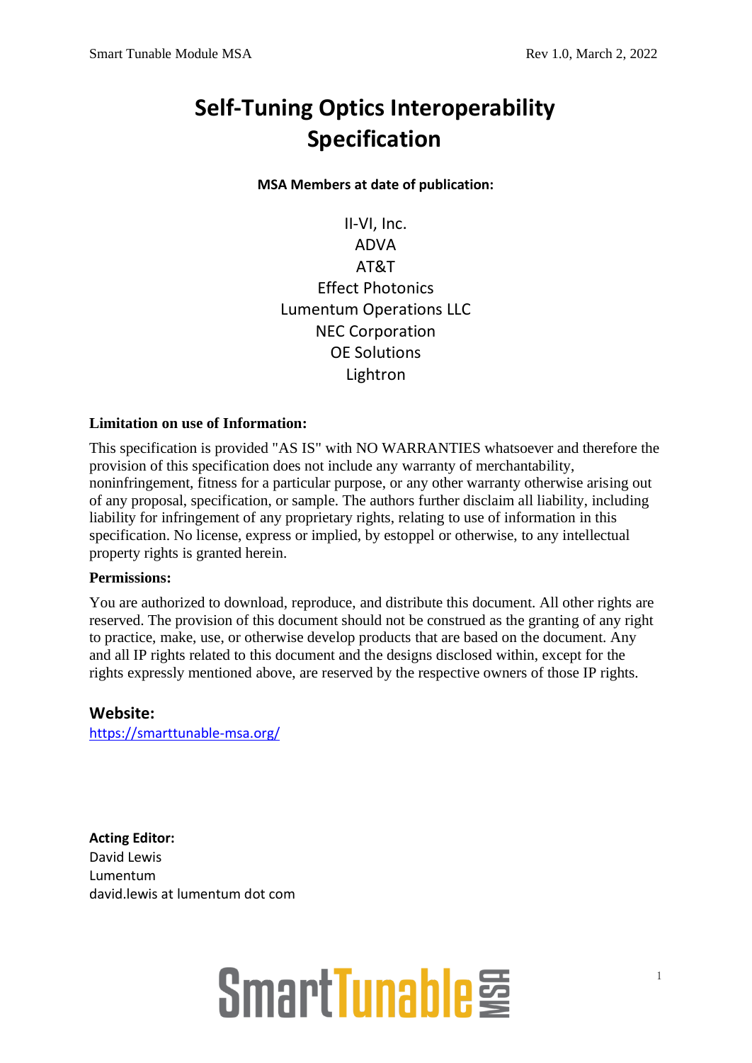# Self-Tuning Optics Interoperability Specification

**MSA Members at date of publication:**

II-VI, Inc.
ADVA
AT&T
Effect Photonics
Lumentum Operations LLC
NEC Corporation
OE Solutions
Lightron

**Limitation on use of Information:**

This specification is provided "AS IS" with NO WARRANTIES whatsoever and therefore the provision of this specification does not include any warranty of merchantability, noninfringement, fitness for a particular purpose, or any other warranty otherwise arising out of any proposal, specification, or sample. The authors further disclaim all liability, including liability for infringement of any proprietary rights, relating to use of information in this specification. No license, express or implied, by estoppel or otherwise, to any intellectual property rights is granted herein.

**Permissions:**

You are authorized to download, reproduce, and distribute this document. All other rights are reserved. The provision of this document should not be construed as the granting of any right to practice, make, use, or otherwise develop products that are based on the document. Any and all IP rights related to this document and the designs disclosed within, except for the rights expressly mentioned above, are reserved by the respective owners of those IP rights.

## Website:

https://smarttunable-msa.org/

**Acting Editor:**
David Lewis
Lumentum
david.lewis at lumentum dot com

SmartTunable MSA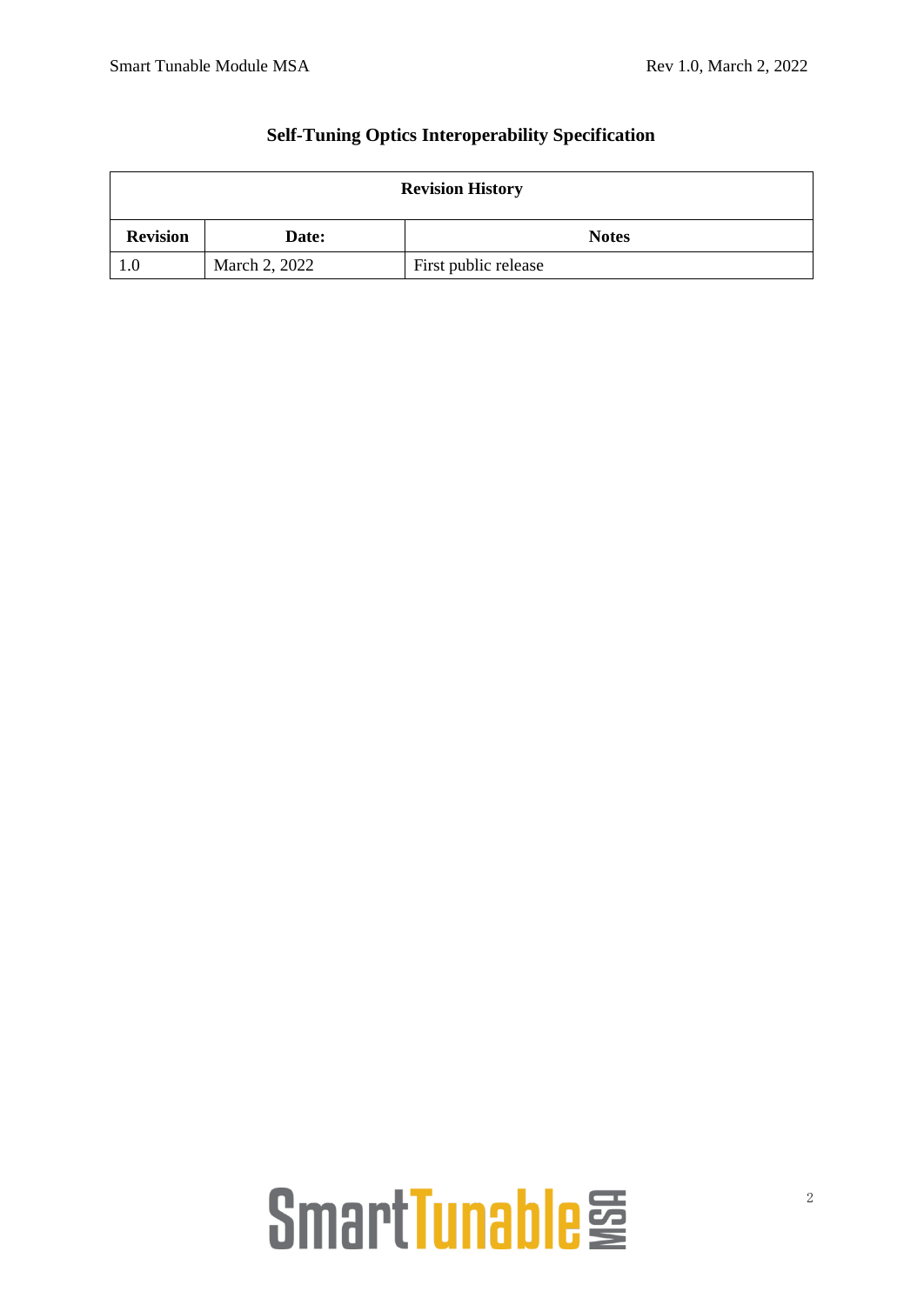# Self-Tuning Optics Interoperability Specification

| Revision History | | |
|---|---|---|
| **Revision** | **Date:** | **Notes** |
| 1.0 | March 2, 2022 | First public release |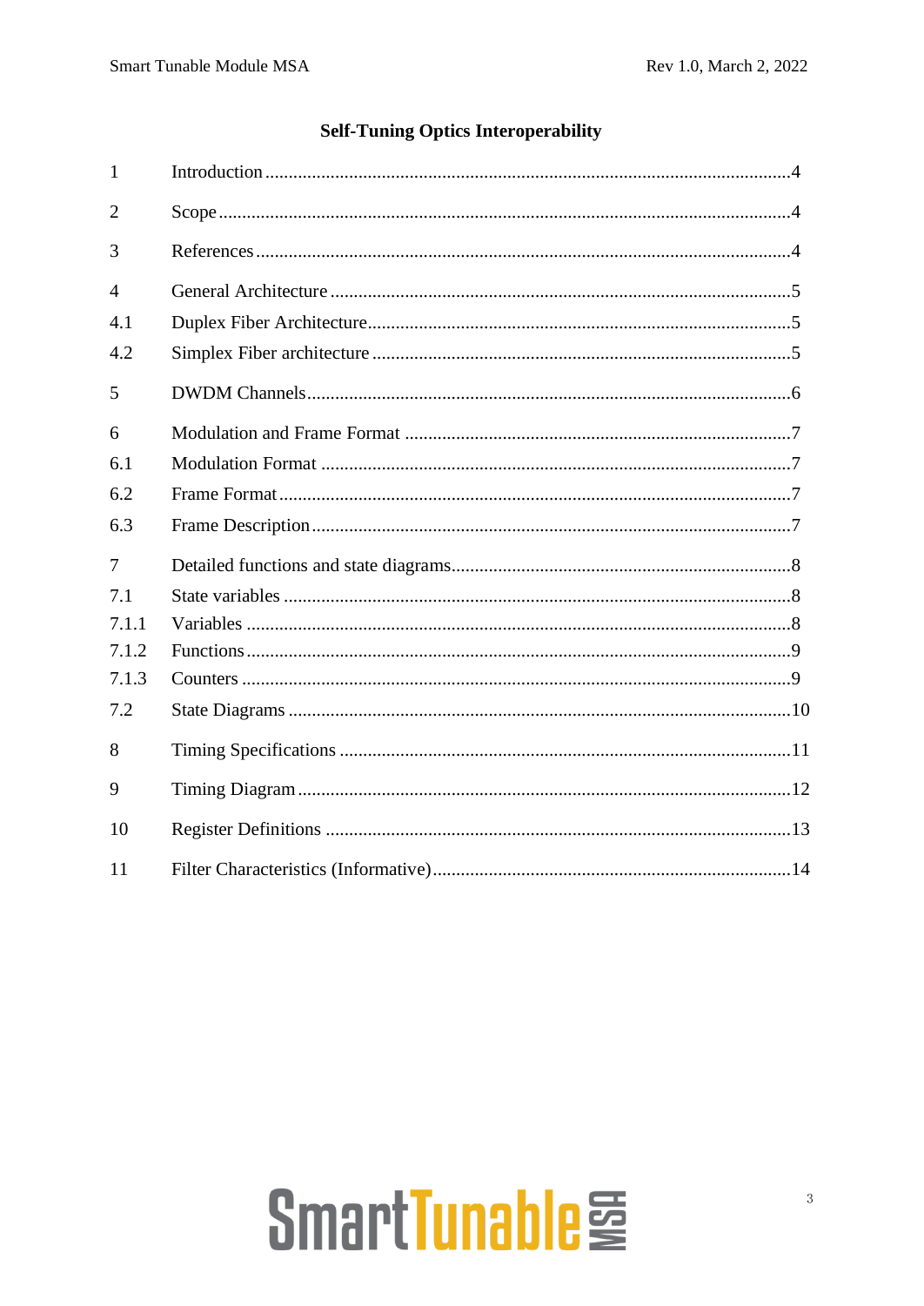# Self-Tuning Optics Interoperability

| | | |
|---|---|---|
| 1 | Introduction | 4 |
| 2 | Scope | 4 |
| 3 | References | 4 |
| 4 | General Architecture | 5 |
| 4.1 | Duplex Fiber Architecture | 5 |
| 4.2 | Simplex Fiber architecture | 5 |
| 5 | DWDM Channels | 6 |
| 6 | Modulation and Frame Format | 7 |
| 6.1 | Modulation Format | 7 |
| 6.2 | Frame Format | 7 |
| 6.3 | Frame Description | 7 |
| 7 | Detailed functions and state diagrams | 8 |
| 7.1 | State variables | 8 |
| 7.1.1 | Variables | 8 |
| 7.1.2 | Functions | 9 |
| 7.1.3 | Counters | 9 |
| 7.2 | State Diagrams | 10 |
| 8 | Timing Specifications | 11 |
| 9 | Timing Diagram | 12 |
| 10 | Register Definitions | 13 |
| 11 | Filter Characteristics (Informative) | 14 |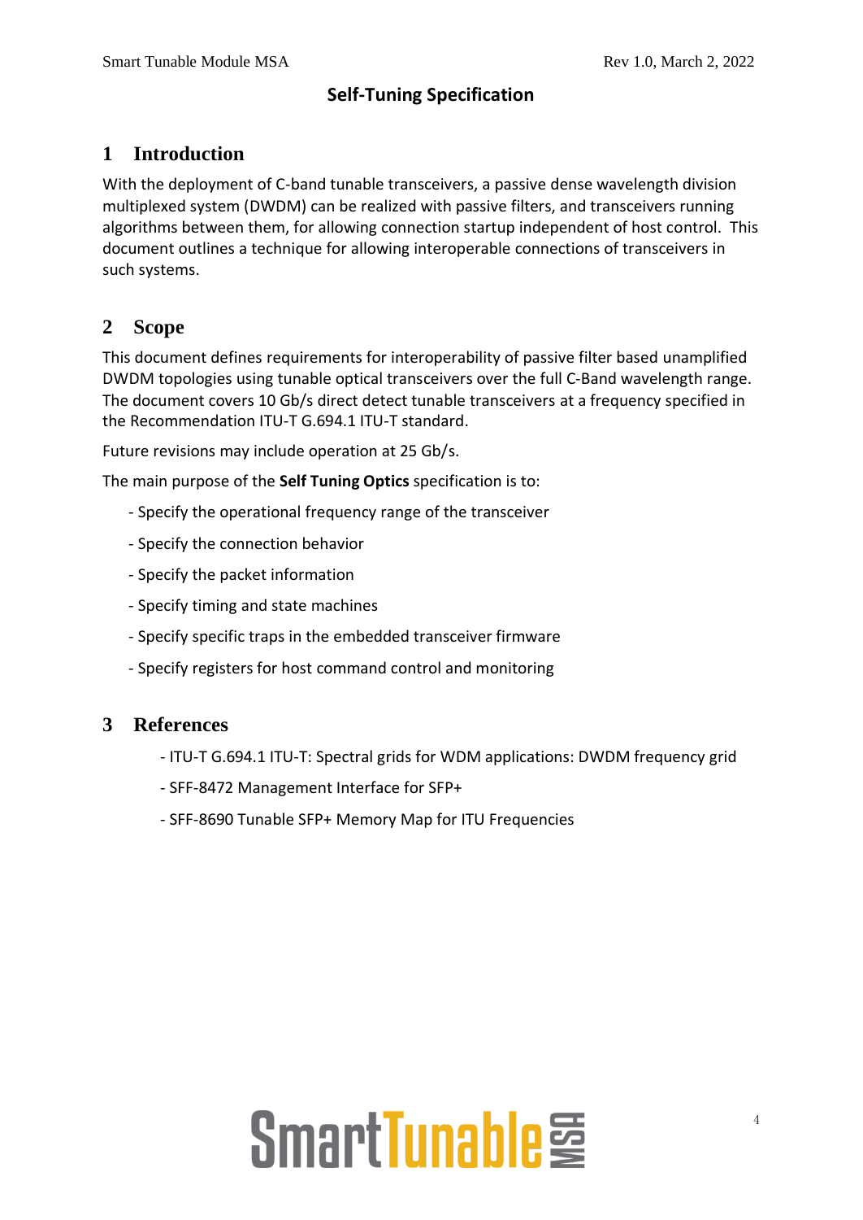# Self-Tuning Specification

## 1 Introduction

With the deployment of C-band tunable transceivers, a passive dense wavelength division multiplexed system (DWDM) can be realized with passive filters, and transceivers running algorithms between them, for allowing connection startup independent of host control. This document outlines a technique for allowing interoperable connections of transceivers in such systems.

## 2 Scope

This document defines requirements for interoperability of passive filter based unamplified DWDM topologies using tunable optical transceivers over the full C-Band wavelength range. The document covers 10 Gb/s direct detect tunable transceivers at a frequency specified in the Recommendation ITU-T G.694.1 ITU-T standard.

Future revisions may include operation at 25 Gb/s.

The main purpose of the **Self Tuning Optics** specification is to:

- Specify the operational frequency range of the transceiver
- Specify the connection behavior
- Specify the packet information
- Specify timing and state machines
- Specify specific traps in the embedded transceiver firmware
- Specify registers for host command control and monitoring

## 3 References

- ITU-T G.694.1 ITU-T: Spectral grids for WDM applications: DWDM frequency grid
- SFF-8472 Management Interface for SFP+
- SFF-8690 Tunable SFP+ Memory Map for ITU Frequencies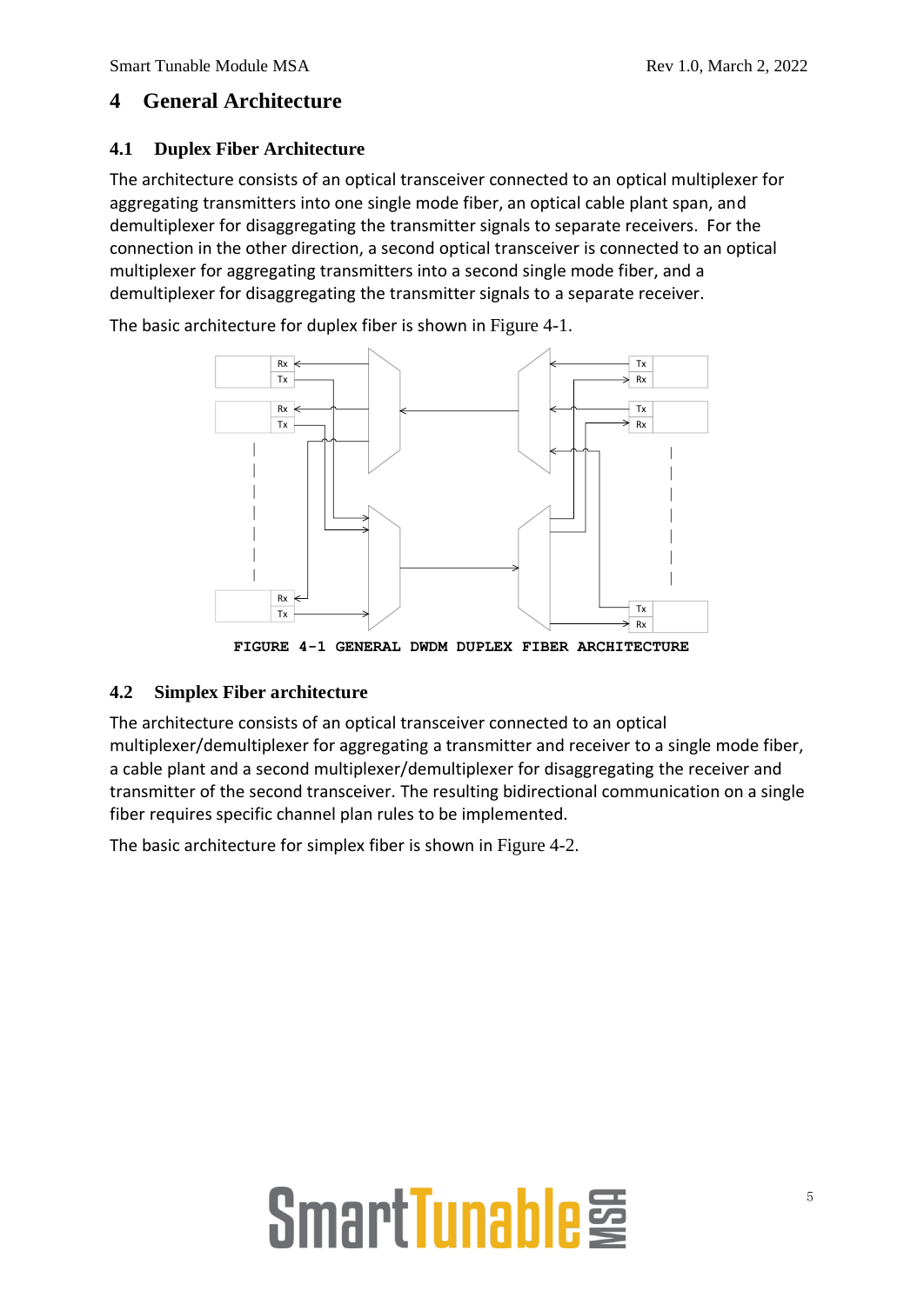# 4 General Architecture

## 4.1 Duplex Fiber Architecture

The architecture consists of an optical transceiver connected to an optical multiplexer for aggregating transmitters into one single mode fiber, an optical cable plant span, and demultiplexer for disaggregating the transmitter signals to separate receivers. For the connection in the other direction, a second optical transceiver is connected to an optical multiplexer for aggregating transmitters into a second single mode fiber, and a demultiplexer for disaggregating the transmitter signals to a separate receiver.

The basic architecture for duplex fiber is shown in Figure 4-1.

FIGURE 4-1 GENERAL DWDM DUPLEX FIBER ARCHITECTURE

## 4.2 Simplex Fiber architecture

The architecture consists of an optical transceiver connected to an optical multiplexer/demultiplexer for aggregating a transmitter and receiver to a single mode fiber, a cable plant and a second multiplexer/demultiplexer for disaggregating the receiver and transmitter of the second transceiver. The resulting bidirectional communication on a single fiber requires specific channel plan rules to be implemented.

The basic architecture for simplex fiber is shown in Figure 4-2.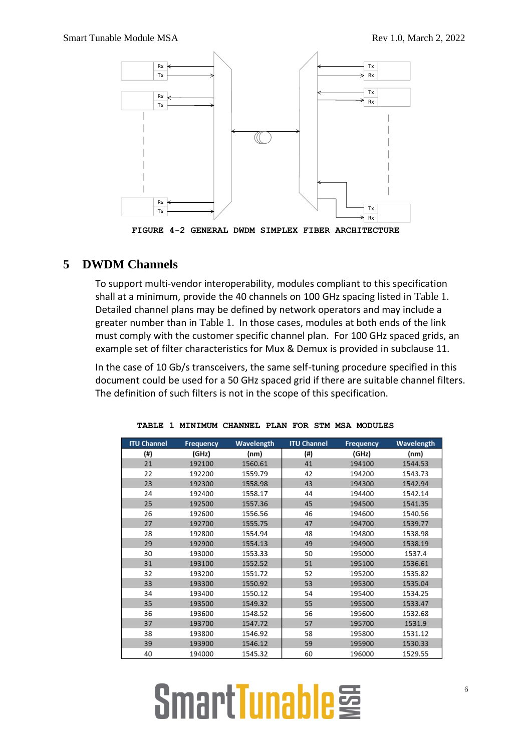FIGURE 4-2 GENERAL DWDM SIMPLEX FIBER ARCHITECTURE

# 5 DWDM Channels

To support multi-vendor interoperability, modules compliant to this specification shall at a minimum, provide the 40 channels on 100 GHz spacing listed in Table 1. Detailed channel plans may be defined by network operators and may include a greater number than in Table 1. In those cases, modules at both ends of the link must comply with the customer specific channel plan. For 100 GHz spaced grids, an example set of filter characteristics for Mux & Demux is provided in subclause 11.

In the case of 10 Gb/s transceivers, the same self-tuning procedure specified in this document could be used for a 50 GHz spaced grid if there are suitable channel filters. The definition of such filters is not in the scope of this specification.

TABLE 1 MINIMUM CHANNEL PLAN FOR STM MSA MODULES

| ITU Channel (#) | Frequency (GHz) | Wavelength (nm) | ITU Channel (#) | Frequency (GHz) | Wavelength (nm) |
|---|---|---|---|---|---|
| 21 | 192100 | 1560.61 | 41 | 194100 | 1544.53 |
| 22 | 192200 | 1559.79 | 42 | 194200 | 1543.73 |
| 23 | 192300 | 1558.98 | 43 | 194300 | 1542.94 |
| 24 | 192400 | 1558.17 | 44 | 194400 | 1542.14 |
| 25 | 192500 | 1557.36 | 45 | 194500 | 1541.35 |
| 26 | 192600 | 1556.56 | 46 | 194600 | 1540.56 |
| 27 | 192700 | 1555.75 | 47 | 194700 | 1539.77 |
| 28 | 192800 | 1554.94 | 48 | 194800 | 1538.98 |
| 29 | 192900 | 1554.13 | 49 | 194900 | 1538.19 |
| 30 | 193000 | 1553.33 | 50 | 195000 | 1537.4 |
| 31 | 193100 | 1552.52 | 51 | 195100 | 1536.61 |
| 32 | 193200 | 1551.72 | 52 | 195200 | 1535.82 |
| 33 | 193300 | 1550.92 | 53 | 195300 | 1535.04 |
| 34 | 193400 | 1550.12 | 54 | 195400 | 1534.25 |
| 35 | 193500 | 1549.32 | 55 | 195500 | 1533.47 |
| 36 | 193600 | 1548.52 | 56 | 195600 | 1532.68 |
| 37 | 193700 | 1547.72 | 57 | 195700 | 1531.9 |
| 38 | 193800 | 1546.92 | 58 | 195800 | 1531.12 |
| 39 | 193900 | 1546.12 | 59 | 195900 | 1530.33 |
| 40 | 194000 | 1545.32 | 60 | 196000 | 1529.55 |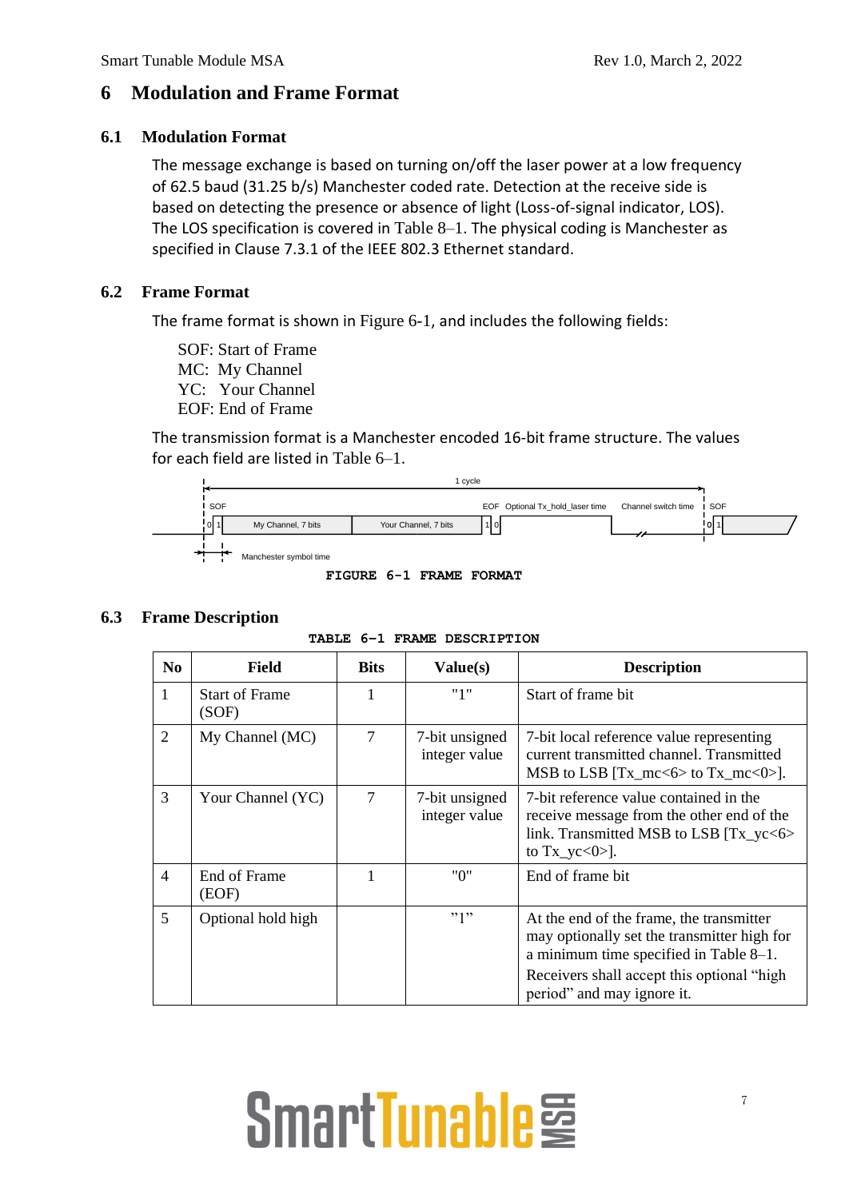# 6 Modulation and Frame Format

## 6.1 Modulation Format

The message exchange is based on turning on/off the laser power at a low frequency of 62.5 baud (31.25 b/s) Manchester coded rate. Detection at the receive side is based on detecting the presence or absence of light (Loss-of-signal indicator, LOS). The LOS specification is covered in Table 8–1. The physical coding is Manchester as specified in Clause 7.3.1 of the IEEE 802.3 Ethernet standard.

## 6.2 Frame Format

The frame format is shown in Figure 6-1, and includes the following fields:

SOF: Start of Frame
MC: My Channel
YC: Your Channel
EOF: End of Frame

The transmission format is a Manchester encoded 16-bit frame structure. The values for each field are listed in Table 6–1.

1 cycle | SOF | My Channel, 7 bits | Your Channel, 7 bits | EOF | Optional Tx_hold_laser time | Channel switch time | SOF | Manchester symbol time

FIGURE 6-1 FRAME FORMAT

## 6.3 Frame Description

TABLE 6-1 FRAME DESCRIPTION

| No | Field | Bits | Value(s) | Description |
|---|---|---|---|---|
| 1 | Start of Frame (SOF) | 1 | "1" | Start of frame bit |
| 2 | My Channel (MC) | 7 | 7-bit unsigned integer value | 7-bit local reference value representing current transmitted channel. Transmitted MSB to LSB [Tx_mc<6> to Tx_mc<0>]. |
| 3 | Your Channel (YC) | 7 | 7-bit unsigned integer value | 7-bit reference value contained in the receive message from the other end of the link. Transmitted MSB to LSB [Tx_yc<6> to Tx_yc<0>]. |
| 4 | End of Frame (EOF) | 1 | "0" | End of frame bit |
| 5 | Optional hold high | | "1" | At the end of the frame, the transmitter may optionally set the transmitter high for a minimum time specified in Table 8–1. Receivers shall accept this optional "high period" and may ignore it. |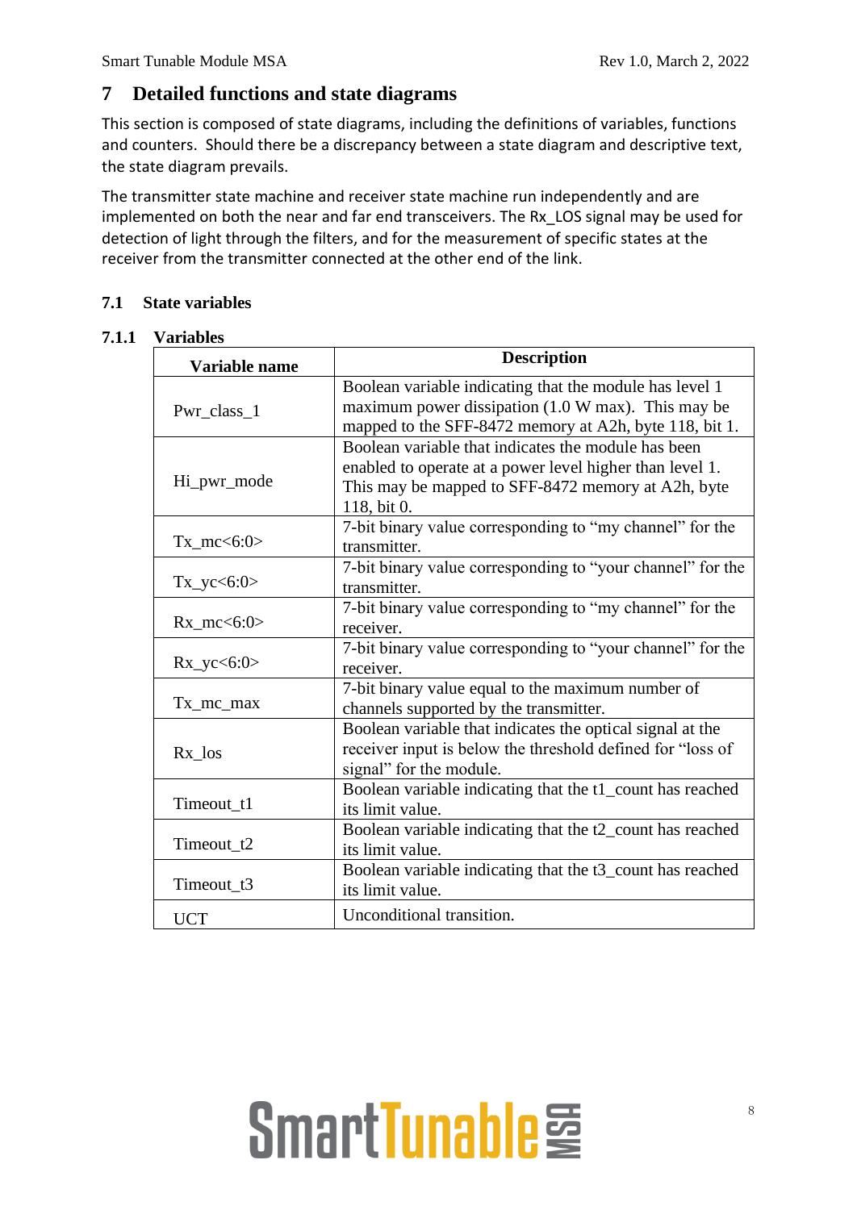# 7 Detailed functions and state diagrams

This section is composed of state diagrams, including the definitions of variables, functions and counters. Should there be a discrepancy between a state diagram and descriptive text, the state diagram prevails.

The transmitter state machine and receiver state machine run independently and are implemented on both the near and far end transceivers. The Rx_LOS signal may be used for detection of light through the filters, and for the measurement of specific states at the receiver from the transmitter connected at the other end of the link.

## 7.1 State variables

### 7.1.1 Variables

| Variable name | Description |
|---|---|
| Pwr_class_1 | Boolean variable indicating that the module has level 1 maximum power dissipation (1.0 W max). This may be mapped to the SFF-8472 memory at A2h, byte 118, bit 1. |
| Hi_pwr_mode | Boolean variable that indicates the module has been enabled to operate at a power level higher than level 1. This may be mapped to SFF-8472 memory at A2h, byte 118, bit 0. |
| Tx_mc<6:0> | 7-bit binary value corresponding to “my channel” for the transmitter. |
| Tx_yc<6:0> | 7-bit binary value corresponding to “your channel” for the transmitter. |
| Rx_mc<6:0> | 7-bit binary value corresponding to “my channel” for the receiver. |
| Rx_yc<6:0> | 7-bit binary value corresponding to “your channel” for the receiver. |
| Tx_mc_max | 7-bit binary value equal to the maximum number of channels supported by the transmitter. |
| Rx_los | Boolean variable that indicates the optical signal at the receiver input is below the threshold defined for “loss of signal” for the module. |
| Timeout_t1 | Boolean variable indicating that the t1_count has reached its limit value. |
| Timeout_t2 | Boolean variable indicating that the t2_count has reached its limit value. |
| Timeout_t3 | Boolean variable indicating that the t3_count has reached its limit value. |
| UCT | Unconditional transition. |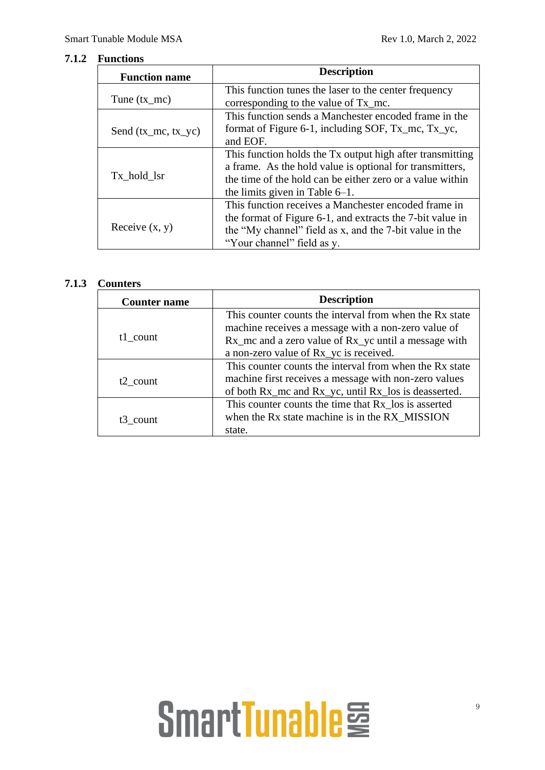### 7.1.2 Functions

| Function name | Description |
| --- | --- |
| Tune (tx_mc) | This function tunes the laser to the center frequency corresponding to the value of Tx_mc. |
| Send (tx_mc, tx_yc) | This function sends a Manchester encoded frame in the format of Figure 6-1, including SOF, Tx_mc, Tx_yc, and EOF. |
| Tx_hold_lsr | This function holds the Tx output high after transmitting a frame. As the hold value is optional for transmitters, the time of the hold can be either zero or a value within the limits given in Table 6–1. |
| Receive (x, y) | This function receives a Manchester encoded frame in the format of Figure 6-1, and extracts the 7-bit value in the "My channel" field as x, and the 7-bit value in the "Your channel" field as y. |

### 7.1.3 Counters

| Counter name | Description |
| --- | --- |
| t1_count | This counter counts the interval from when the Rx state machine receives a message with a non-zero value of Rx_mc and a zero value of Rx_yc until a message with a non-zero value of Rx_yc is received. |
| t2_count | This counter counts the interval from when the Rx state machine first receives a message with non-zero values of both Rx_mc and Rx_yc, until Rx_los is deasserted. |
| t3_count | This counter counts the time that Rx_los is asserted when the Rx state machine is in the RX_MISSION state. |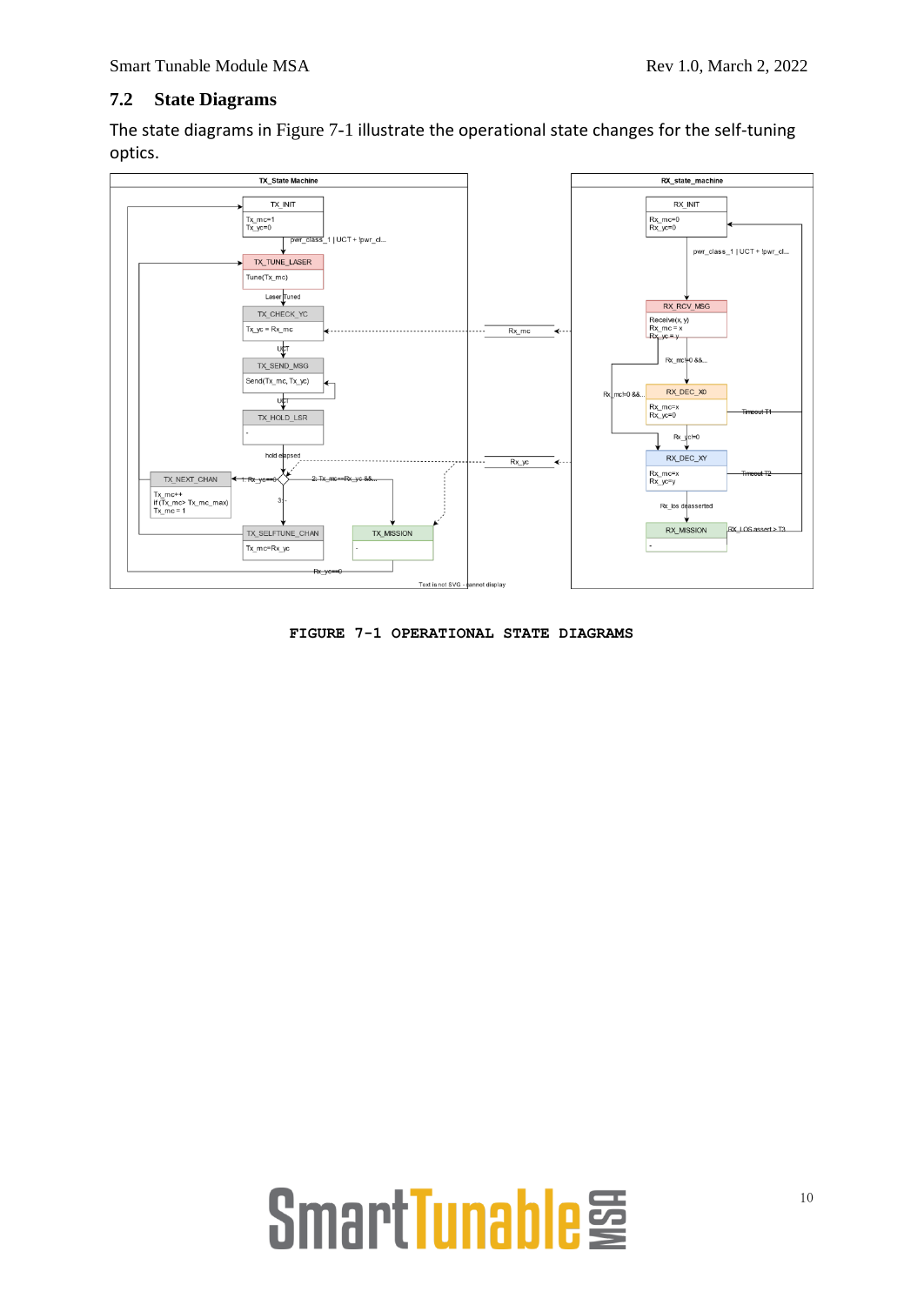## 7.2 State Diagrams

The state diagrams in Figure 7-1 illustrate the operational state changes for the self-tuning optics.

FIGURE 7-1 OPERATIONAL STATE DIAGRAMS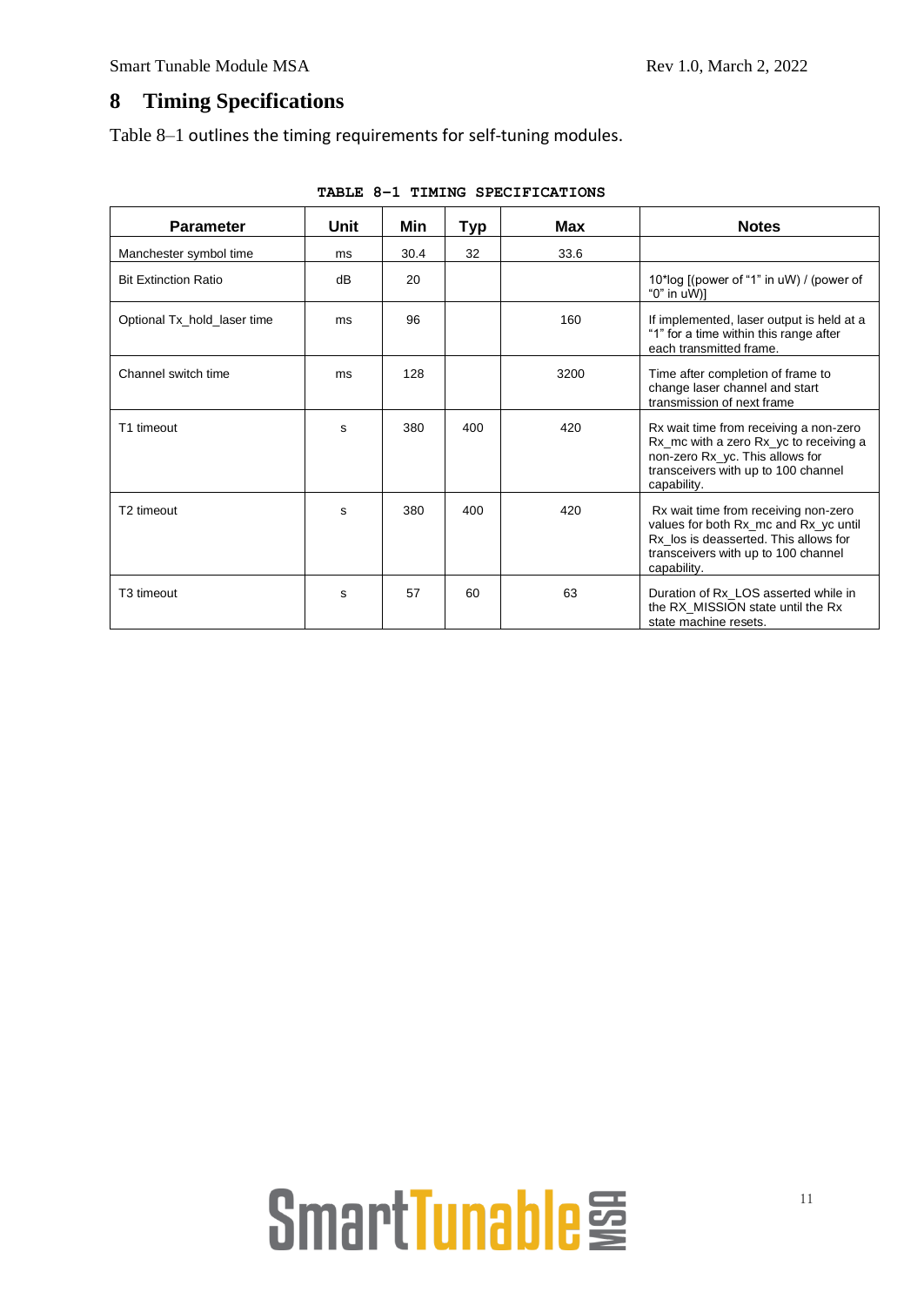# 8 Timing Specifications

Table 8–1 outlines the timing requirements for self-tuning modules.

**TABLE 8-1 TIMING SPECIFICATIONS**

| Parameter | Unit | Min | Typ | Max | Notes |
|---|---|---|---|---|---|
| Manchester symbol time | ms | 30.4 | 32 | 33.6 | |
| Bit Extinction Ratio | dB | 20 | | | 10*log [(power of "1" in uW) / (power of "0" in uW)] |
| Optional Tx_hold_laser time | ms | 96 | | 160 | If implemented, laser output is held at a "1" for a time within this range after each transmitted frame. |
| Channel switch time | ms | 128 | | 3200 | Time after completion of frame to change laser channel and start transmission of next frame |
| T1 timeout | s | 380 | 400 | 420 | Rx wait time from receiving a non-zero Rx_mc with a zero Rx_yc to receiving a non-zero Rx_yc. This allows for transceivers with up to 100 channel capability. |
| T2 timeout | s | 380 | 400 | 420 | Rx wait time from receiving non-zero values for both Rx_mc and Rx_yc until Rx_los is deasserted. This allows for transceivers with up to 100 channel capability. |
| T3 timeout | s | 57 | 60 | 63 | Duration of Rx_LOS asserted while in the RX_MISSION state until the Rx state machine resets. |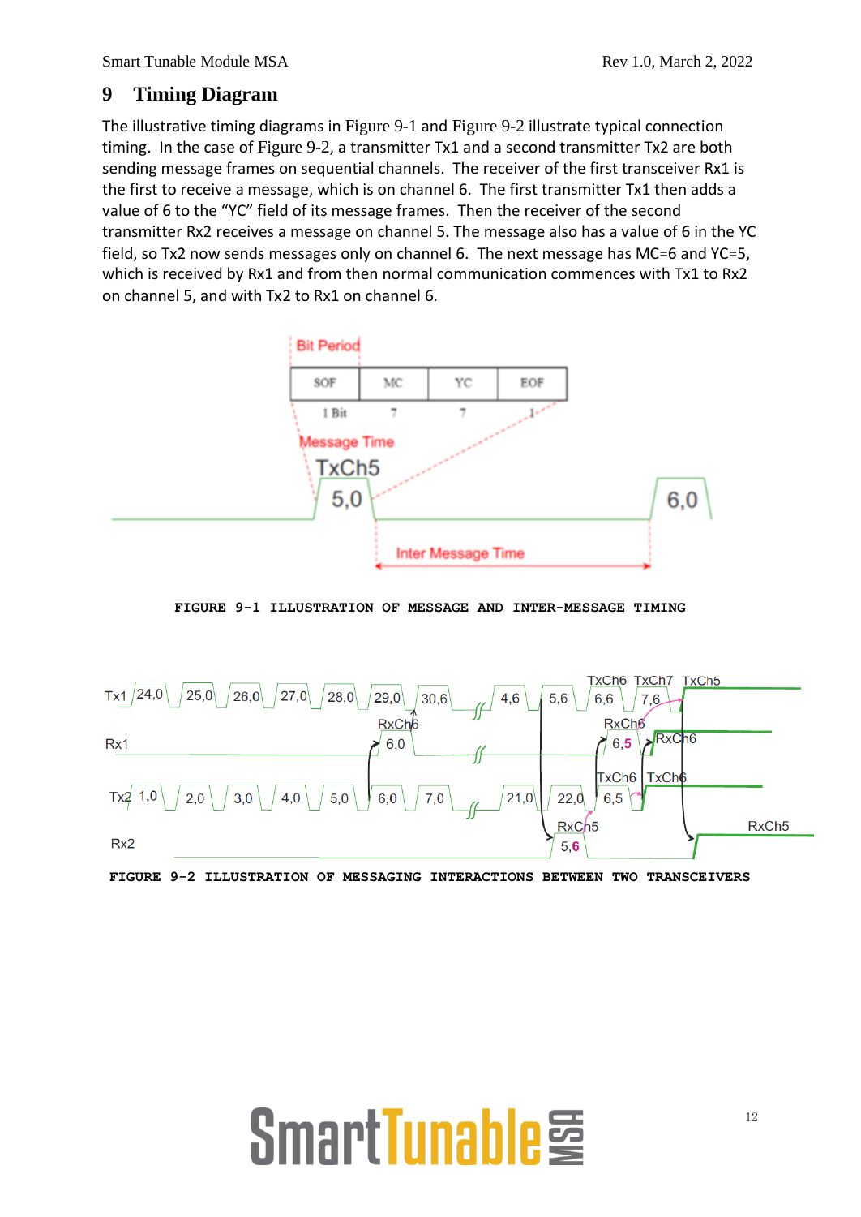# 9 Timing Diagram

The illustrative timing diagrams in Figure 9-1 and Figure 9-2 illustrate typical connection timing. In the case of Figure 9-2, a transmitter Tx1 and a second transmitter Tx2 are both sending message frames on sequential channels. The receiver of the first transceiver Rx1 is the first to receive a message, which is on channel 6. The first transmitter Tx1 then adds a value of 6 to the "YC" field of its message frames. Then the receiver of the second transmitter Rx2 receives a message on channel 5. The message also has a value of 6 in the YC field, so Tx2 now sends messages only on channel 6. The next message has MC=6 and YC=5, which is received by Rx1 and from then normal communication commences with Tx1 to Rx2 on channel 5, and with Tx2 to Rx1 on channel 6.

FIGURE 9-1 ILLUSTRATION OF MESSAGE AND INTER-MESSAGE TIMING

FIGURE 9-2 ILLUSTRATION OF MESSAGING INTERACTIONS BETWEEN TWO TRANSCEIVERS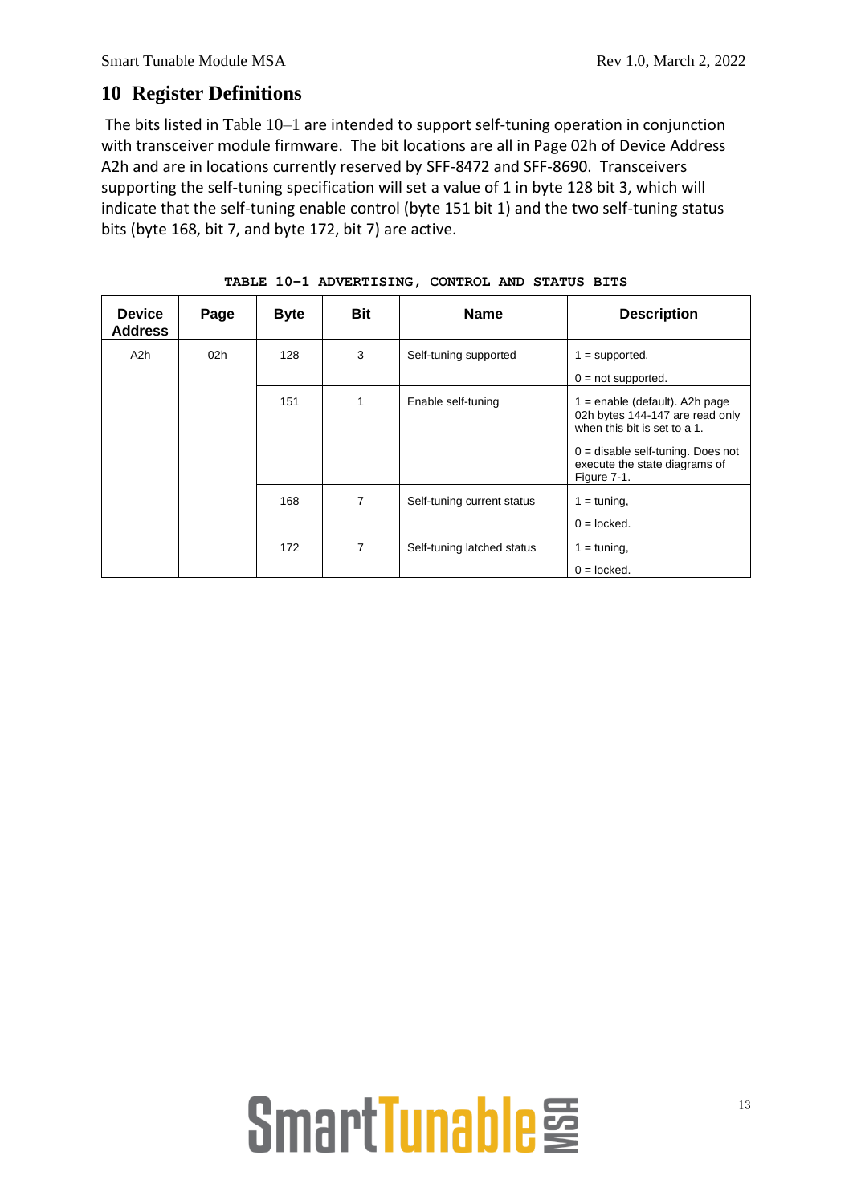# 10 Register Definitions

The bits listed in Table 10–1 are intended to support self-tuning operation in conjunction with transceiver module firmware. The bit locations are all in Page 02h of Device Address A2h and are in locations currently reserved by SFF-8472 and SFF-8690. Transceivers supporting the self-tuning specification will set a value of 1 in byte 128 bit 3, which will indicate that the self-tuning enable control (byte 151 bit 1) and the two self-tuning status bits (byte 168, bit 7, and byte 172, bit 7) are active.

**TABLE 10–1 ADVERTISING, CONTROL AND STATUS BITS**

| Device Address | Page | Byte | Bit | Name | Description |
|---|---|---|---|---|---|
| A2h | 02h | 128 | 3 | Self-tuning supported | 1 = supported,<br>0 = not supported. |
| | | 151 | 1 | Enable self-tuning | 1 = enable (default). A2h page 02h bytes 144-147 are read only when this bit is set to a 1.<br>0 = disable self-tuning. Does not execute the state diagrams of Figure 7-1. |
| | | 168 | 7 | Self-tuning current status | 1 = tuning,<br>0 = locked. |
| | | 172 | 7 | Self-tuning latched status | 1 = tuning,<br>0 = locked. |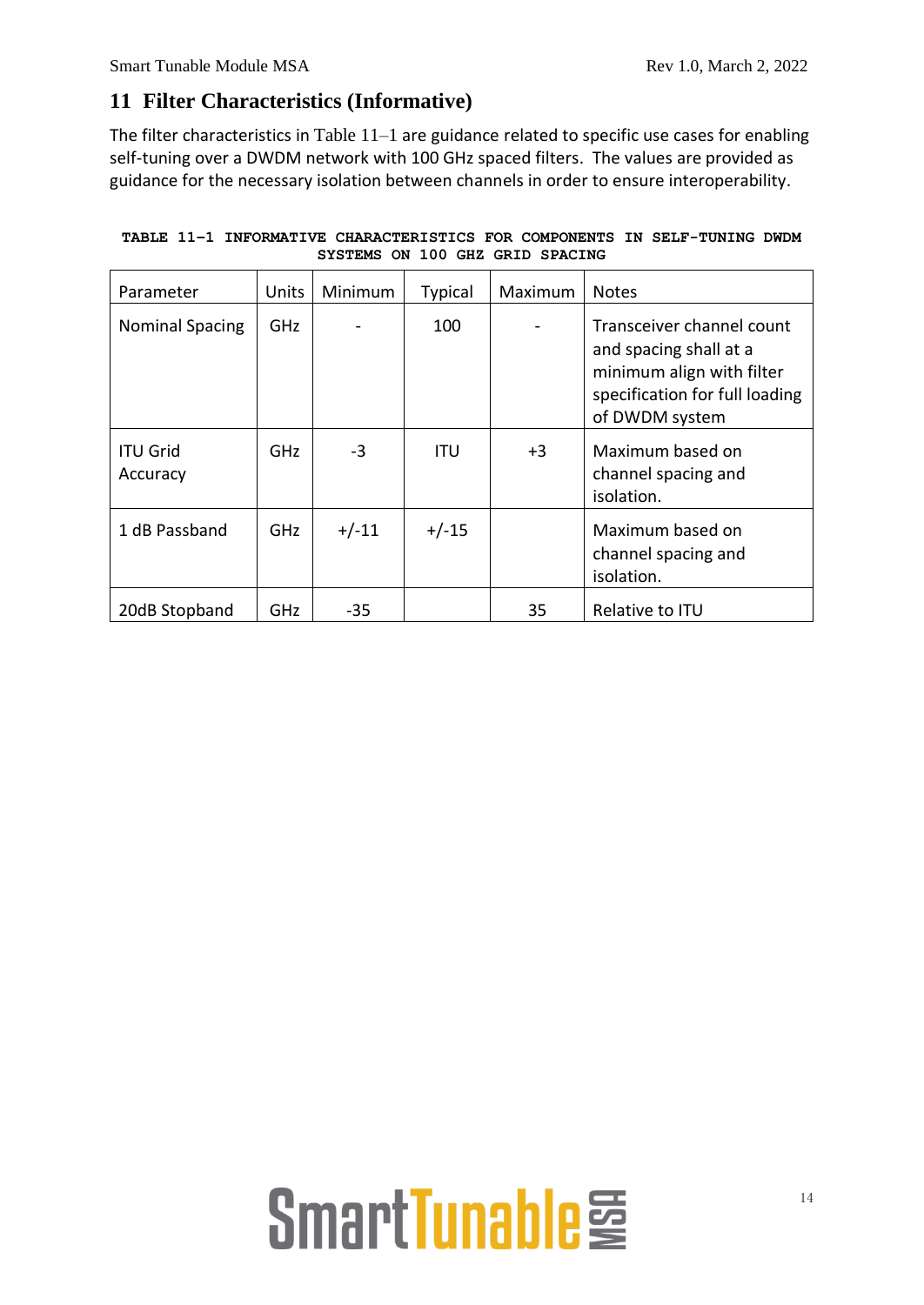## 11 Filter Characteristics (Informative)

The filter characteristics in Table 11–1 are guidance related to specific use cases for enabling self-tuning over a DWDM network with 100 GHz spaced filters. The values are provided as guidance for the necessary isolation between channels in order to ensure interoperability.

**TABLE 11–1 INFORMATIVE CHARACTERISTICS FOR COMPONENTS IN SELF-TUNING DWDM SYSTEMS ON 100 GHZ GRID SPACING**

| Parameter | Units | Minimum | Typical | Maximum | Notes |
|---|---|---|---|---|---|
| Nominal Spacing | GHz | - | 100 | - | Transceiver channel count and spacing shall at a minimum align with filter specification for full loading of DWDM system |
| ITU Grid Accuracy | GHz | -3 | ITU | +3 | Maximum based on channel spacing and isolation. |
| 1 dB Passband | GHz | +/-11 | +/-15 | | Maximum based on channel spacing and isolation. |
| 20dB Stopband | GHz | -35 | | 35 | Relative to ITU |